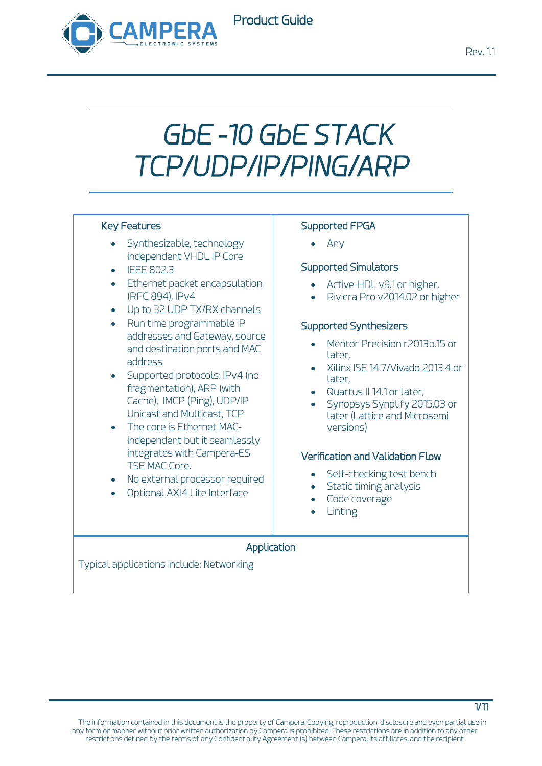CAMPERA ELECTRONIC SYSTEMS

Product Guide

Rev. 1.1

# GbE -10 GbE STACK TCP/UDP/IP/PING/ARP

### Key Features

- Synthesizable, technology independent VHDL IP Core
- IEEE 802.3
- Ethernet packet encapsulation (RFC 894), IPv4
- Up to 32 UDP TX/RX channels
- Run time programmable IP addresses and Gateway, source and destination ports and MAC address
- Supported protocols: IPv4 (no fragmentation), ARP (with Cache), IMCP (Ping), UDP/IP Unicast and Multicast, TCP
- The core is Ethernet MAC-independent but it seamlessly integrates with Campera-ES TSE MAC Core.
- No external processor required
- Optional AXI4 Lite Interface

### Supported FPGA

- Any

### Supported Simulators

- Active-HDL v9.1 or higher,
- Riviera Pro v2014.02 or higher

### Supported Synthesizers

- Mentor Precision r2013b.15 or later,
- Xilinx ISE 14.7/Vivado 2013.4 or later,
- Quartus II 14.1 or later,
- Synopsys Synplify 2015.03 or later (Lattice and Microsemi versions)

### Verification and Validation Flow

- Self-checking test bench
- Static timing analysis
- Code coverage
- Linting

### Application

Typical applications include: Networking

The information contained in this document is the property of Campera. Copying, reproduction, disclosure and even partial use in any form or manner without prior written authorization by Campera is prohibited. These restrictions are in addition to any other restrictions defined by the terms of any Confidentiality Agreement (s) between Campera, its affiliates, and the recipient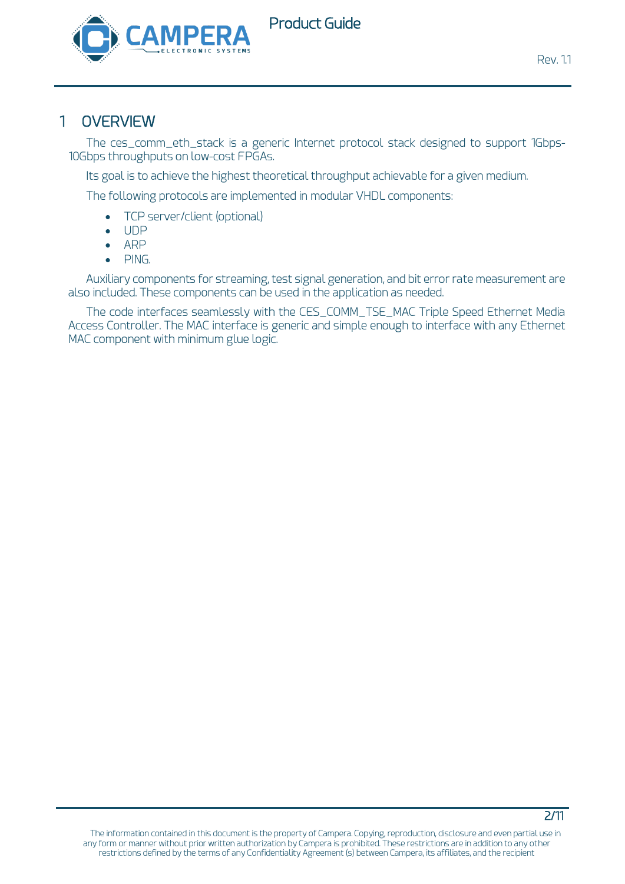# 1 OVERVIEW

The ces_comm_eth_stack is a generic Internet protocol stack designed to support 1Gbps-10Gbps throughputs on low-cost FPGAs.

Its goal is to achieve the highest theoretical throughput achievable for a given medium.

The following protocols are implemented in modular VHDL components:

- TCP server/client (optional)
- UDP
- ARP
- PING.

Auxiliary components for streaming, test signal generation, and bit error rate measurement are also included. These components can be used in the application as needed.

The code interfaces seamlessly with the CES_COMM_TSE_MAC Triple Speed Ethernet Media Access Controller. The MAC interface is generic and simple enough to interface with any Ethernet MAC component with minimum glue logic.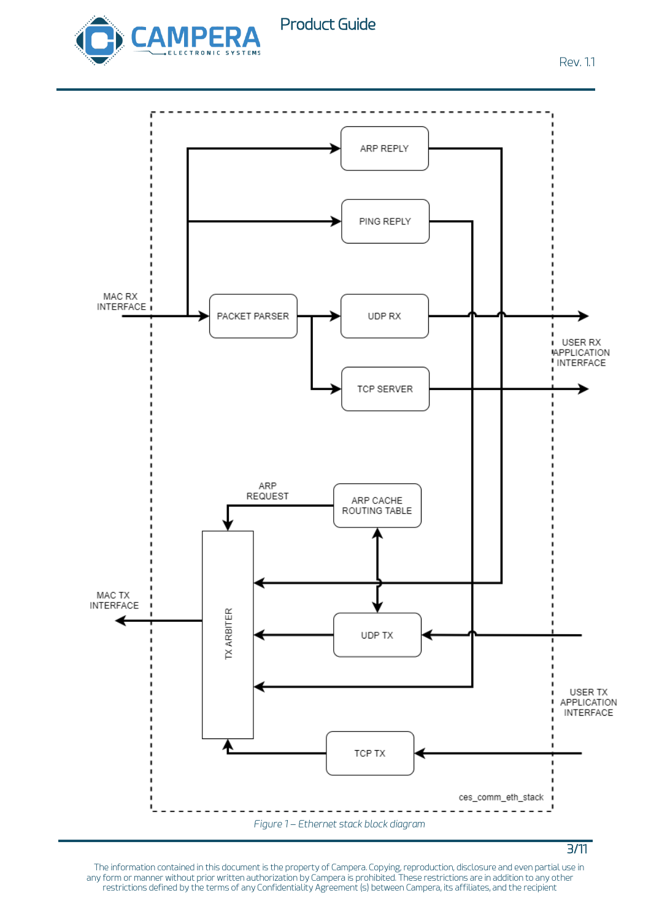*Figure 1 – Ethernet stack block diagram*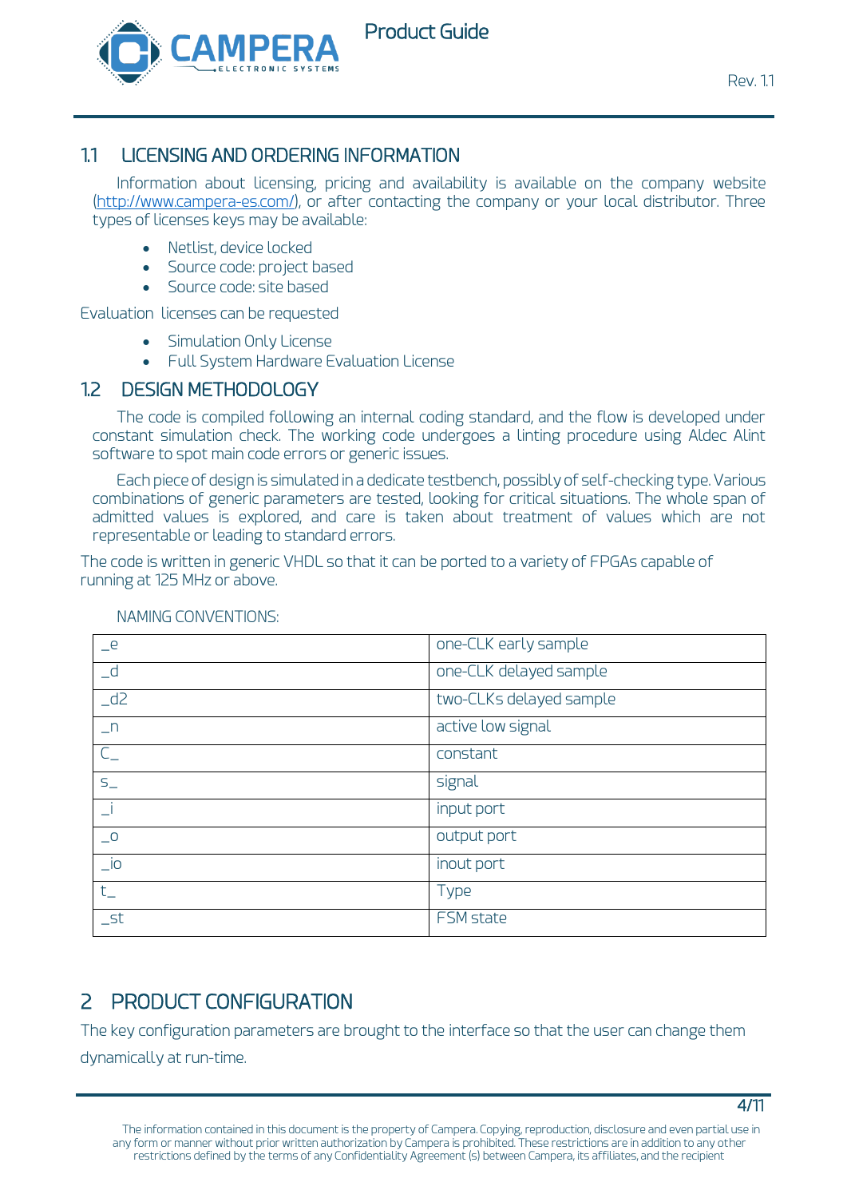## 1.1 LICENSING AND ORDERING INFORMATION

Information about licensing, pricing and availability is available on the company website (http://www.campera-es.com/), or after contacting the company or your local distributor. Three types of licenses keys may be available:

- Netlist, device locked
- Source code: project based
- Source code: site based

Evaluation licenses can be requested

- Simulation Only License
- Full System Hardware Evaluation License

## 1.2 DESIGN METHODOLOGY

The code is compiled following an internal coding standard, and the flow is developed under constant simulation check. The working code undergoes a linting procedure using Aldec Alint software to spot main code errors or generic issues.

Each piece of design is simulated in a dedicate testbench, possibly of self-checking type. Various combinations of generic parameters are tested, looking for critical situations. The whole span of admitted values is explored, and care is taken about treatment of values which are not representable or leading to standard errors.

The code is written in generic VHDL so that it can be ported to a variety of FPGAs capable of running at 125 MHz or above.

NAMING CONVENTIONS:

| | |
|---|---|
| _e | one-CLK early sample |
| _d | one-CLK delayed sample |
| _d2 | two-CLKs delayed sample |
| _n | active low signal |
| C_ | constant |
| s_ | signal |
| _i | input port |
| _o | output port |
| _io | inout port |
| t_ | Type |
| _st | FSM state |

# 2 PRODUCT CONFIGURATION

The key configuration parameters are brought to the interface so that the user can change them dynamically at run-time.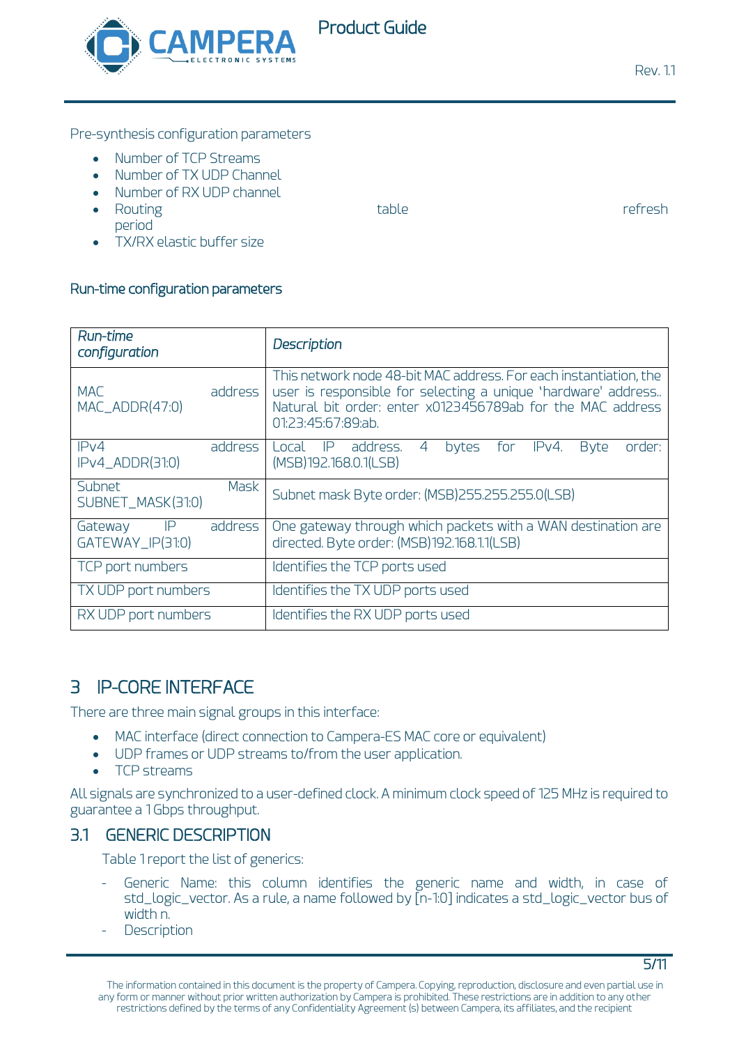Pre-synthesis configuration parameters

- Number of TCP Streams
- Number of TX UDP Channel
- Number of RX UDP channel
- Routing table refresh period
- TX/RX elastic buffer size

**Run-time configuration parameters**

| *Run-time configuration* | *Description* |
|---|---|
| MAC address MAC_ADDR(47:0) | This network node 48-bit MAC address. For each instantiation, the user is responsible for selecting a unique 'hardware' address.. Natural bit order: enter x0123456789ab for the MAC address 01:23:45:67:89:ab. |
| IPv4 address IPv4_ADDR(31:0) | Local IP address. 4 bytes for IPv4. Byte order: (MSB)192.168.0.1(LSB) |
| Subnet Mask SUBNET_MASK(31:0) | Subnet mask Byte order: (MSB)255.255.255.0(LSB) |
| Gateway IP address GATEWAY_IP(31:0) | One gateway through which packets with a WAN destination are directed. Byte order: (MSB)192.168.1.1(LSB) |
| TCP port numbers | Identifies the TCP ports used |
| TX UDP port numbers | Identifies the TX UDP ports used |
| RX UDP port numbers | Identifies the RX UDP ports used |

# 3 IP-CORE INTERFACE

There are three main signal groups in this interface:

- MAC interface (direct connection to Campera-ES MAC core or equivalent)
- UDP frames or UDP streams to/from the user application.
- TCP streams

All signals are synchronized to a user-defined clock. A minimum clock speed of 125 MHz is required to guarantee a 1 Gbps throughput.

## 3.1 GENERIC DESCRIPTION

Table 1 report the list of generics:

- Generic Name: this column identifies the generic name and width, in case of std_logic_vector. As a rule, a name followed by [n-1:0] indicates a std_logic_vector bus of width n.
- Description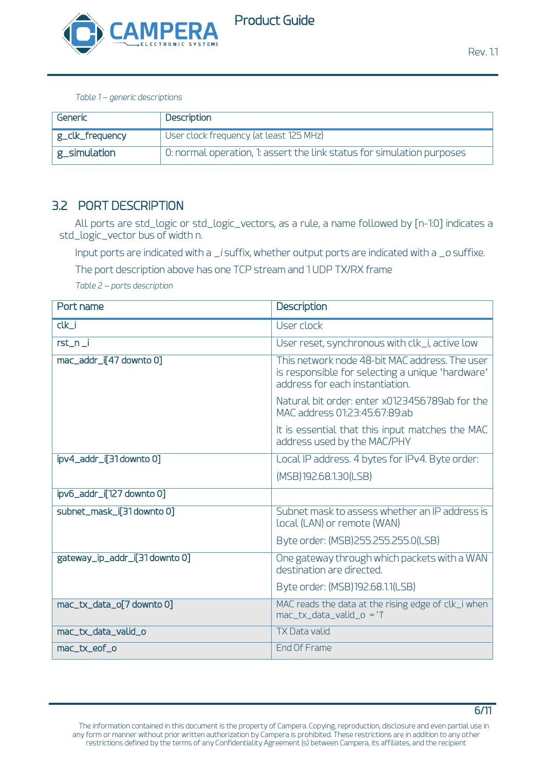*Table 1 – generic descriptions*

| Generic | Description |
|---|---|
| g_clk_frequency | User clock frequency (at least 125 MHz) |
| g_simulation | 0: normal operation, 1: assert the link status for simulation purposes |

## 3.2 PORT DESCRIPTION

All ports are std_logic or std_logic_vectors, as a rule, a name followed by [n-1:0] indicates a std_logic_vector bus of width n.

Input ports are indicated with a *_i* suffix, whether output ports are indicated with a *_o* suffixe.

The port description above has one TCP stream and 1 UDP TX/RX frame

*Table 2 – ports description*

| Port name | Description |
|---|---|
| clk_i | User clock |
| rst_n _i | User reset, synchronous with clk_i, active low |
| mac_addr_i[47 downto 0] | This network node 48-bit MAC address. The user is responsible for selecting a unique 'hardware' address for each instantiation.<br><br>Natural bit order: enter x0123456789ab for the MAC address 01:23:45:67:89:ab<br><br>It is essential that this input matches the MAC address used by the MAC/PHY |
| ipv4_addr_i[31 downto 0] | Local IP address. 4 bytes for IPv4. Byte order:<br><br>(MSB)192.68.1.30(LSB) |
| ipv6_addr_i[127 downto 0] | |
| subnet_mask_i[31 downto 0] | Subnet mask to assess whether an IP address is local (LAN) or remote (WAN)<br><br>Byte order: (MSB)255.255.255.0(LSB) |
| gateway_ip_addr_i[31 downto 0] | One gateway through which packets with a WAN destination are directed.<br><br>Byte order: (MSB)192.68.1.1(LSB) |
| mac_tx_data_o[7 downto 0] | MAC reads the data at the rising edge of clk_i when mac_tx_data_valid_o = '1' |
| mac_tx_data_valid_o | TX Data valid |
| mac_tx_eof_o | End Of Frame |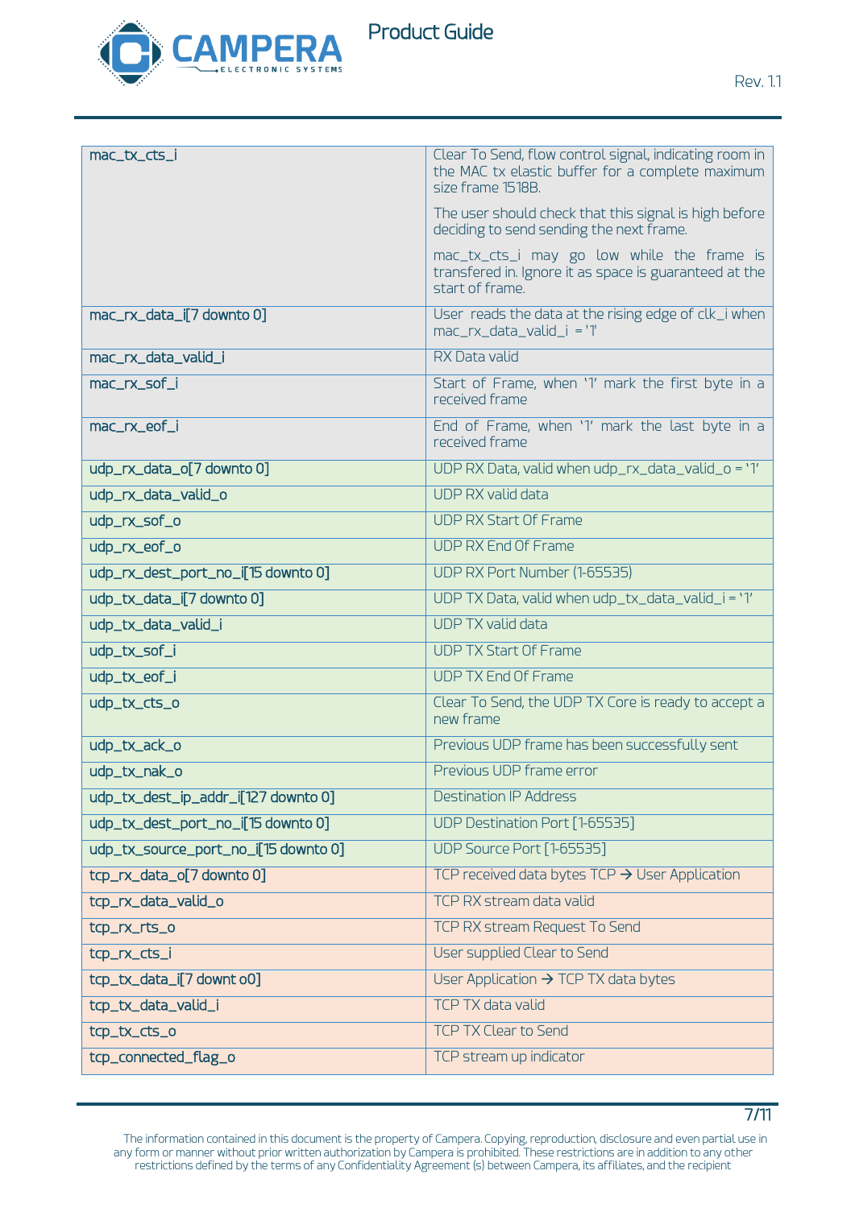| | |
|---|---|
| mac_tx_cts_i | Clear To Send, flow control signal, indicating room in the MAC tx elastic buffer for a complete maximum size frame 1518B.<br><br>The user should check that this signal is high before deciding to send sending the next frame.<br><br>mac_tx_cts_i may go low while the frame is transfered in. Ignore it as space is guaranteed at the start of frame. |
| mac_rx_data_i[7 downto 0] | User reads the data at the rising edge of clk_i when mac_rx_data_valid_i = '1' |
| mac_rx_data_valid_i | RX Data valid |
| mac_rx_sof_i | Start of Frame, when '1' mark the first byte in a received frame |
| mac_rx_eof_i | End of Frame, when '1' mark the last byte in a received frame |
| udp_rx_data_o[7 downto 0] | UDP RX Data, valid when udp_rx_data_valid_o = '1' |
| udp_rx_data_valid_o | UDP RX valid data |
| udp_rx_sof_o | UDP RX Start Of Frame |
| udp_rx_eof_o | UDP RX End Of Frame |
| udp_rx_dest_port_no_i[15 downto 0] | UDP RX Port Number (1-65535) |
| udp_tx_data_i[7 downto 0] | UDP TX Data, valid when udp_tx_data_valid_i = '1' |
| udp_tx_data_valid_i | UDP TX valid data |
| udp_tx_sof_i | UDP TX Start Of Frame |
| udp_tx_eof_i | UDP TX End Of Frame |
| udp_tx_cts_o | Clear To Send, the UDP TX Core is ready to accept a new frame |
| udp_tx_ack_o | Previous UDP frame has been successfully sent |
| udp_tx_nak_o | Previous UDP frame error |
| udp_tx_dest_ip_addr_i[127 downto 0] | Destination IP Address |
| udp_tx_dest_port_no_i[15 downto 0] | UDP Destination Port [1-65535] |
| udp_tx_source_port_no_i[15 downto 0] | UDP Source Port [1-65535] |
| tcp_rx_data_o[7 downto 0] | TCP received data bytes TCP → User Application |
| tcp_rx_data_valid_o | TCP RX stream data valid |
| tcp_rx_rts_o | TCP RX stream Request To Send |
| tcp_rx_cts_i | User supplied Clear to Send |
| tcp_tx_data_i[7 downt o0] | User Application → TCP TX data bytes |
| tcp_tx_data_valid_i | TCP TX data valid |
| tcp_tx_cts_o | TCP TX Clear to Send |
| tcp_connected_flag_o | TCP stream up indicator |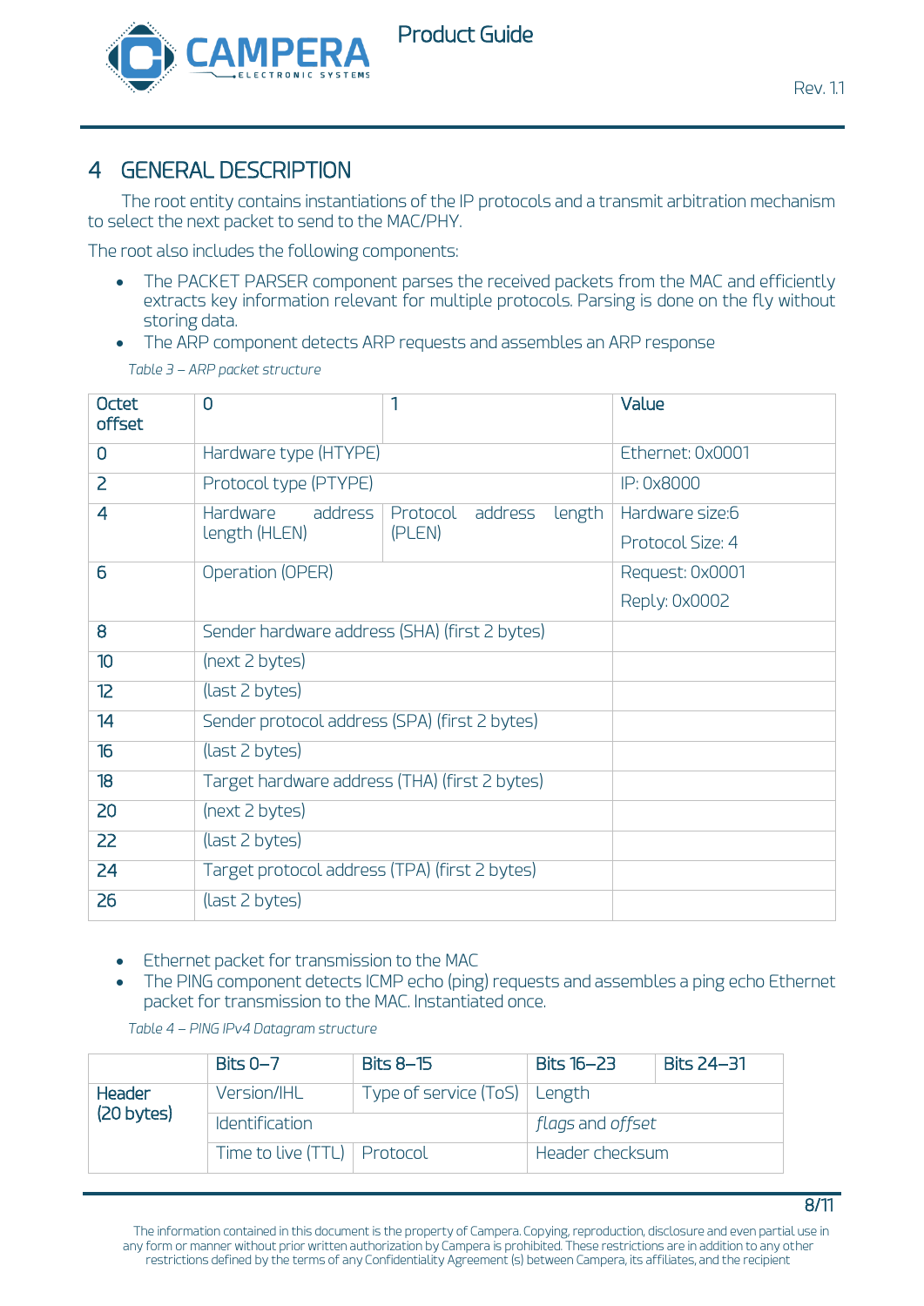# 4 GENERAL DESCRIPTION

The root entity contains instantiations of the IP protocols and a transmit arbitration mechanism to select the next packet to send to the MAC/PHY.

The root also includes the following components:

- The PACKET PARSER component parses the received packets from the MAC and efficiently extracts key information relevant for multiple protocols. Parsing is done on the fly without storing data.
- The ARP component detects ARP requests and assembles an ARP response

*Table 3 – ARP packet structure*

| Octet offset | 0 | 1 | Value |
|---|---|---|---|
| 0 | Hardware type (HTYPE) | | Ethernet: 0x0001 |
| 2 | Protocol type (PTYPE) | | IP: 0x8000 |
| 4 | Hardware address length (HLEN) | Protocol address length (PLEN) | Hardware size:6<br>Protocol Size: 4 |
| 6 | Operation (OPER) | | Request: 0x0001<br>Reply: 0x0002 |
| 8 | Sender hardware address (SHA) (first 2 bytes) | | |
| 10 | (next 2 bytes) | | |
| 12 | (last 2 bytes) | | |
| 14 | Sender protocol address (SPA) (first 2 bytes) | | |
| 16 | (last 2 bytes) | | |
| 18 | Target hardware address (THA) (first 2 bytes) | | |
| 20 | (next 2 bytes) | | |
| 22 | (last 2 bytes) | | |
| 24 | Target protocol address (TPA) (first 2 bytes) | | |
| 26 | (last 2 bytes) | | |

- Ethernet packet for transmission to the MAC
- The PING component detects ICMP echo (ping) requests and assembles a ping echo Ethernet packet for transmission to the MAC. Instantiated once.

*Table 4 – PING IPv4 Datagram structure*

| | Bits 0–7 | Bits 8–15 | Bits 16–23 | Bits 24–31 |
|---|---|---|---|---|
| Header (20 bytes) | Version/IHL | Type of service (ToS) | Length | |
| | Identification | | *flags* and *offset* | |
| | Time to live (TTL) | Protocol | Header checksum | |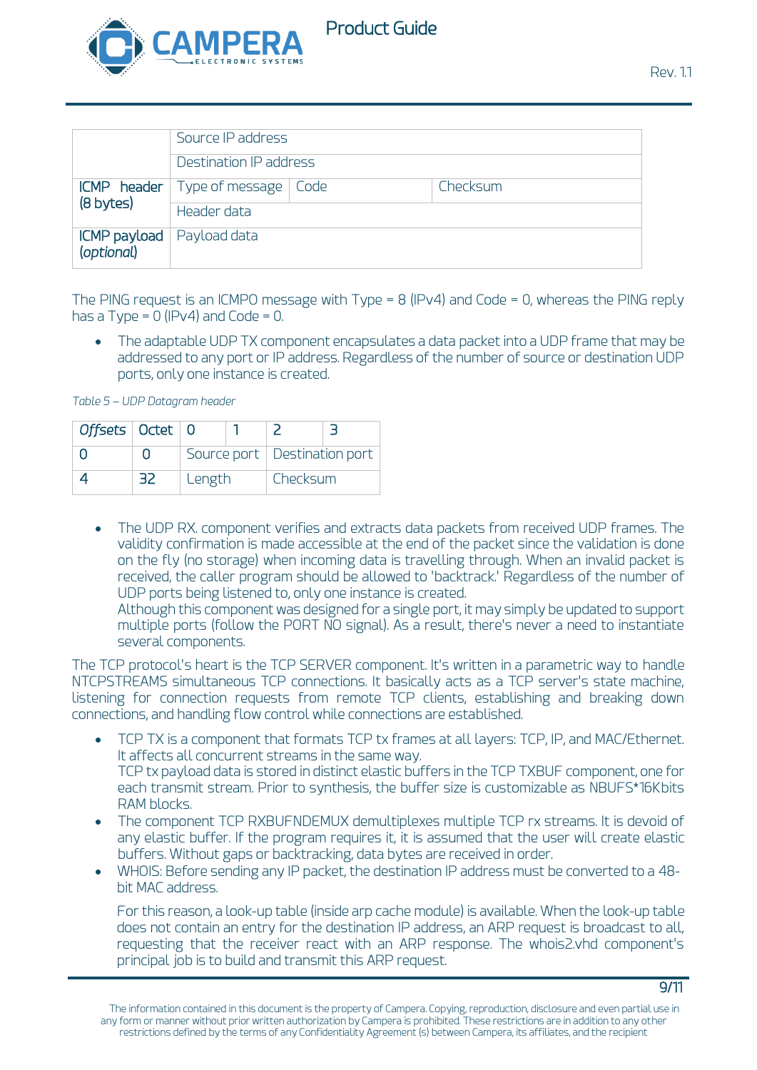| | Source IP address | | |
|---|---|---|---|
| | Destination IP address | | |
| ICMP header (8 bytes) | Type of message | Code | Checksum |
| | Header data | | |
| ICMP payload (*optional*) | Payload data | | |

The PING request is an ICMPO message with Type = 8 (IPv4) and Code = 0, whereas the PING reply has a Type = 0 (IPv4) and Code = 0.

- The adaptable UDP TX component encapsulates a data packet into a UDP frame that may be addressed to any port or IP address. Regardless of the number of source or destination UDP ports, only one instance is created.

*Table 5 – UDP Datagram header*

| *Offsets* | Octet | 0 | 1 | 2 | 3 |
|---|---|---|---|---|---|
| 0 | 0 | Source port | | Destination port | |
| 4 | 32 | Length | | Checksum | |

- The UDP RX. component verifies and extracts data packets from received UDP frames. The validity confirmation is made accessible at the end of the packet since the validation is done on the fly (no storage) when incoming data is travelling through. When an invalid packet is received, the caller program should be allowed to 'backtrack.' Regardless of the number of UDP ports being listened to, only one instance is created.
  Although this component was designed for a single port, it may simply be updated to support multiple ports (follow the PORT NO signal). As a result, there's never a need to instantiate several components.

The TCP protocol's heart is the TCP SERVER component. It's written in a parametric way to handle NTCPSTREAMS simultaneous TCP connections. It basically acts as a TCP server's state machine, listening for connection requests from remote TCP clients, establishing and breaking down connections, and handling flow control while connections are established.

- TCP TX is a component that formats TCP tx frames at all layers: TCP, IP, and MAC/Ethernet. It affects all concurrent streams in the same way.
  TCP tx payload data is stored in distinct elastic buffers in the TCP TXBUF component, one for each transmit stream. Prior to synthesis, the buffer size is customizable as NBUFS*16Kbits RAM blocks.
- The component TCP RXBUFNDEMUX demultiplexes multiple TCP rx streams. It is devoid of any elastic buffer. If the program requires it, it is assumed that the user will create elastic buffers. Without gaps or backtracking, data bytes are received in order.
- WHOIS: Before sending any IP packet, the destination IP address must be converted to a 48-bit MAC address.

  For this reason, a look-up table (inside arp cache module) is available. When the look-up table does not contain an entry for the destination IP address, an ARP request is broadcast to all, requesting that the receiver react with an ARP response. The whois2.vhd component's principal job is to build and transmit this ARP request.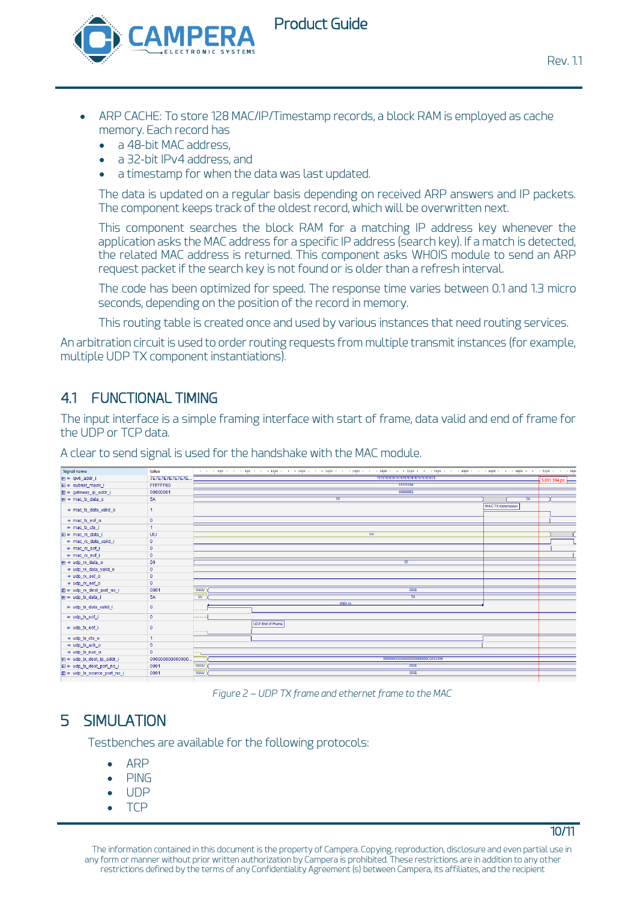- ARP CACHE: To store 128 MAC/IP/Timestamp records, a block RAM is employed as cache memory. Each record has
  - a 48-bit MAC address,
  - a 32-bit IPv4 address, and
  - a timestamp for when the data was last updated.

  The data is updated on a regular basis depending on received ARP answers and IP packets. The component keeps track of the oldest record, which will be overwritten next.

  This component searches the block RAM for a matching IP address key whenever the application asks the MAC address for a specific IP address (search key). If a match is detected, the related MAC address is returned. The component asks WHOIS module to send an ARP request packet if the search key is not found or is older than a refresh interval.

  The code has been optimized for speed. The response time varies between 0.1 and 1.3 micro seconds, depending on the position of the record in memory.

  This routing table is created once and used by various instances that need routing services.

An arbitration circuit is used to order routing requests from multiple transmit instances (for example, multiple UDP TX component instantiations).

## 4.1 FUNCTIONAL TIMING

The input interface is a simple framing interface with start of frame, data valid and end of frame for the UDP or TCP data.

A clear to send signal is used for the handshake with the MAC module.

*Figure 2 – UDP TX frame and ethernet frame to the MAC*

# 5 SIMULATION

Testbenches are available for the following protocols:

- ARP
- PING
- UDP
- TCP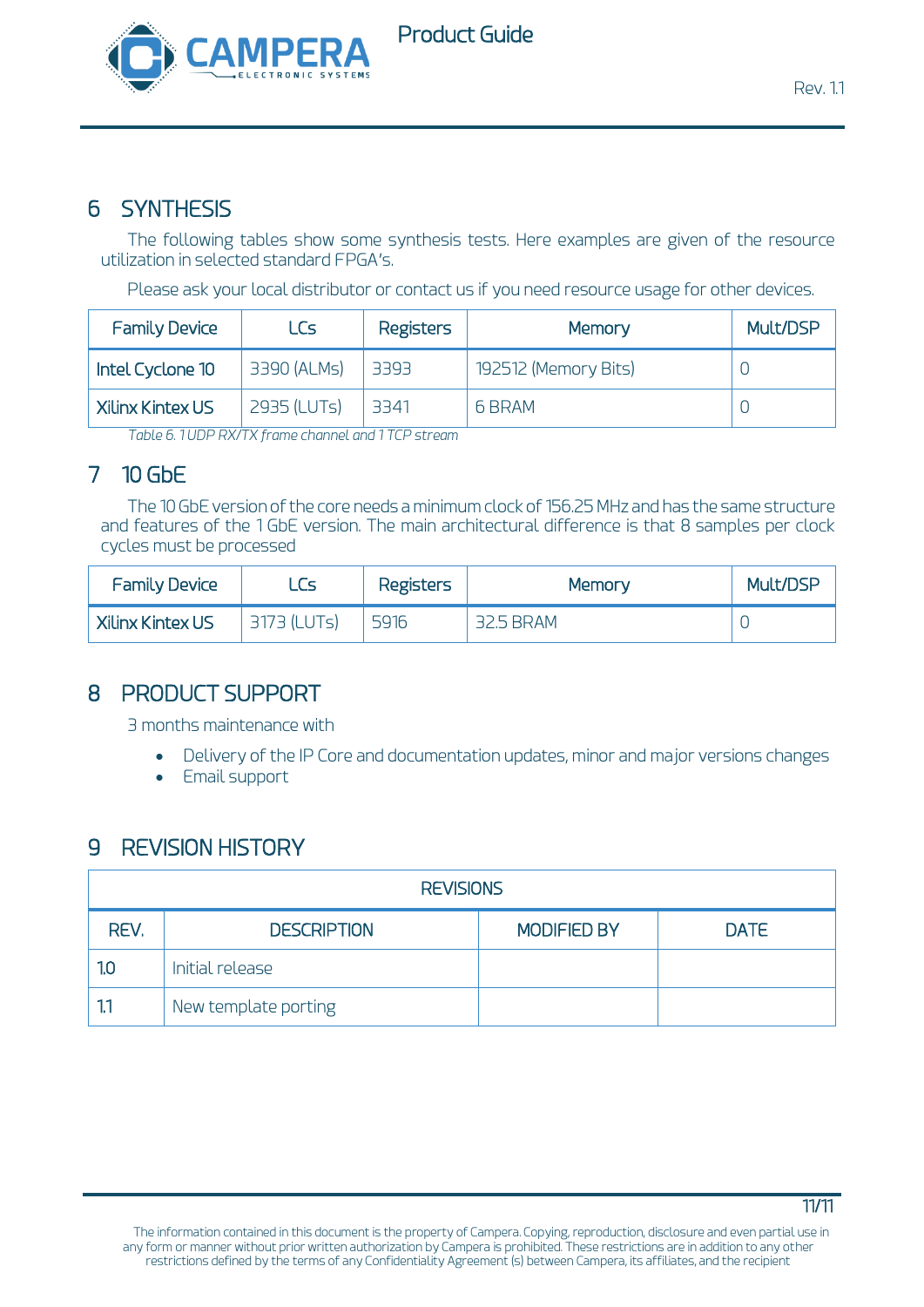# 6 SYNTHESIS

The following tables show some synthesis tests. Here examples are given of the resource utilization in selected standard FPGA's.

Please ask your local distributor or contact us if you need resource usage for other devices.

| Family Device | LCs | Registers | Memory | Mult/DSP |
|---|---|---|---|---|
| Intel Cyclone 10 | 3390 (ALMs) | 3393 | 192512 (Memory Bits) | 0 |
| Xilinx Kintex US | 2935 (LUTs) | 3341 | 6 BRAM | 0 |

*Table 6. 1 UDP RX/TX frame channel and 1 TCP stream*

# 7 10 GbE

The 10 GbE version of the core needs a minimum clock of 156.25 MHz and has the same structure and features of the 1 GbE version. The main architectural difference is that 8 samples per clock cycles must be processed

| Family Device | LCs | Registers | Memory | Mult/DSP |
|---|---|---|---|---|
| Xilinx Kintex US | 3173 (LUTs) | 5916 | 32.5 BRAM | 0 |

# 8 PRODUCT SUPPORT

3 months maintenance with

- Delivery of the IP Core and documentation updates, minor and major versions changes
- Email support

# 9 REVISION HISTORY

| REVISIONS | | | |
|---|---|---|---|
| REV. | DESCRIPTION | MODIFIED BY | DATE |
| 1.0 | Initial release | | |
| 1.1 | New template porting | | |

The information contained in this document is the property of Campera. Copying, reproduction, disclosure and even partial use in any form or manner without prior written authorization by Campera is prohibited. These restrictions are in addition to any other restrictions defined by the terms of any Confidentiality Agreement (s) between Campera, its affiliates, and the recipient